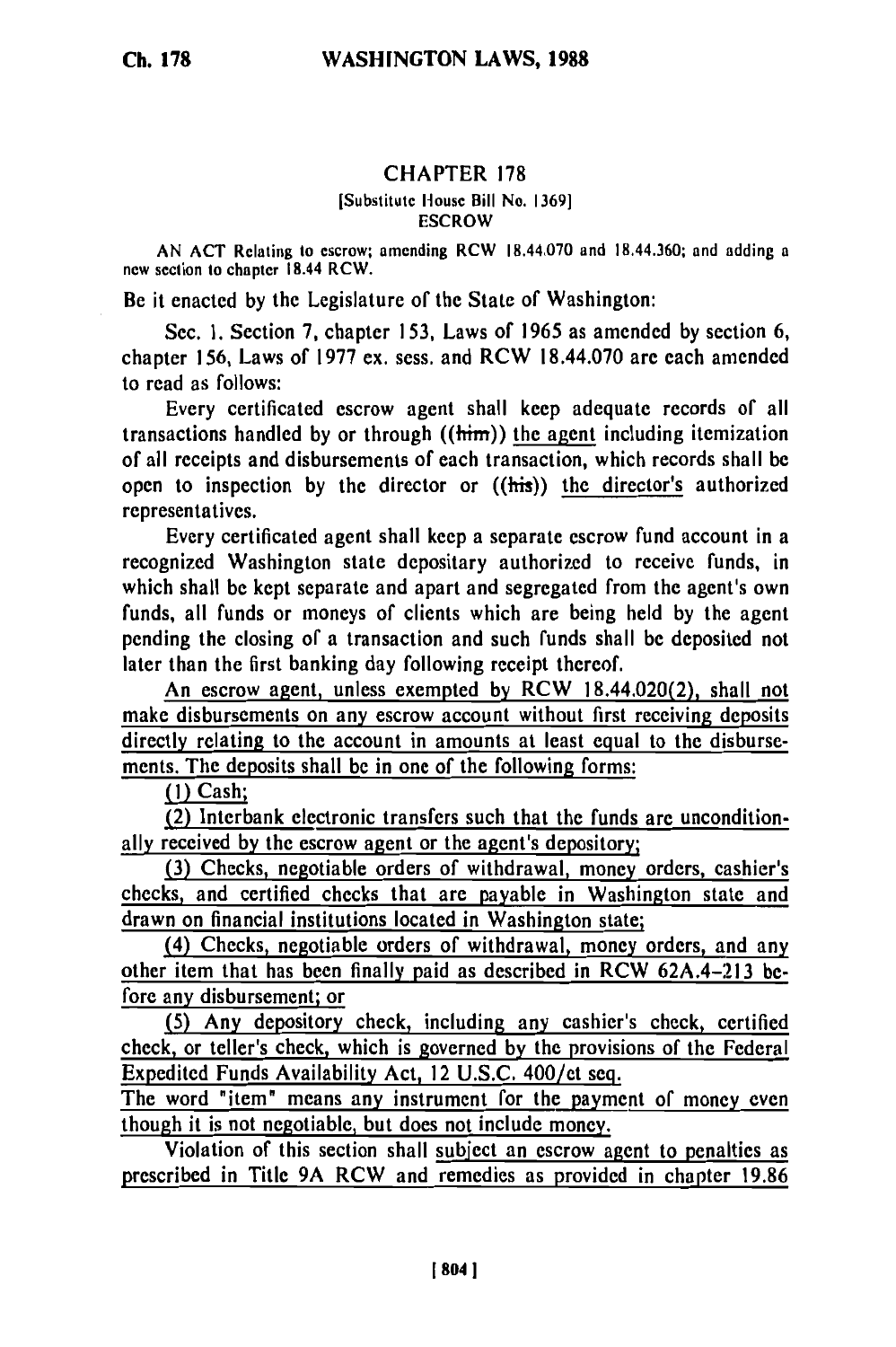# CHAPTER 178

[Substitute House Bill No. 1369]

ESCROW

AN ACT Relating to escrow; amending RCW 18.44.070 and 18.44.360; and adding a new section to chapter 18.44 RCW.

Be it enacted by the Legislature of the State of Washington:

Sec. 1. Section 7, chapter 153, Laws of 1965 as amended by section 6, chapter 156, Laws of 1977 ex. sess. and RCW 18.44.070 are each amended to read as follows:

Every certificated escrow agent shall keep adequate records of all transactions handled by or through ((~~him~~)) <u>the agent</u> including itemization of all receipts and disbursements of each transaction, which records shall be open to inspection by the director or ((~~his~~)) <u>the director's</u> authorized representatives.

Every certificated agent shall keep a separate escrow fund account in a recognized Washington state depositary authorized to receive funds, in which shall be kept separate and apart and segregated from the agent's own funds, all funds or moneys of clients which are being held by the agent pending the closing of a transaction and such funds shall be deposited not later than the first banking day following receipt thereof.

<u>An escrow agent, unless exempted by RCW 18.44.020(2), shall not make disbursements on any escrow account without first receiving deposits directly relating to the account in amounts at least equal to the disbursements. The deposits shall be in one of the following forms:</u>

<u>(1) Cash;</u>

<u>(2) Interbank electronic transfers such that the funds are unconditionally received by the escrow agent or the agent's depository;</u>

<u>(3) Checks, negotiable orders of withdrawal, money orders, cashier's checks, and certified checks that are payable in Washington state and drawn on financial institutions located in Washington state;</u>

<u>(4) Checks, negotiable orders of withdrawal, money orders, and any other item that has been finally paid as described in RCW 62A.4-213 before any disbursement; or</u>

<u>(5) Any depository check, including any cashier's check, certified check, or teller's check, which is governed by the provisions of the Federal Expedited Funds Availability Act, 12 U.S.C. 400/et seq.</u>

<u>The word "item" means any instrument for the payment of money even though it is not negotiable, but does not include money.</u>

Violation of this section shall <u>subject an escrow agent to penalties as prescribed in Title 9A RCW and remedies as provided in chapter 19.86</u>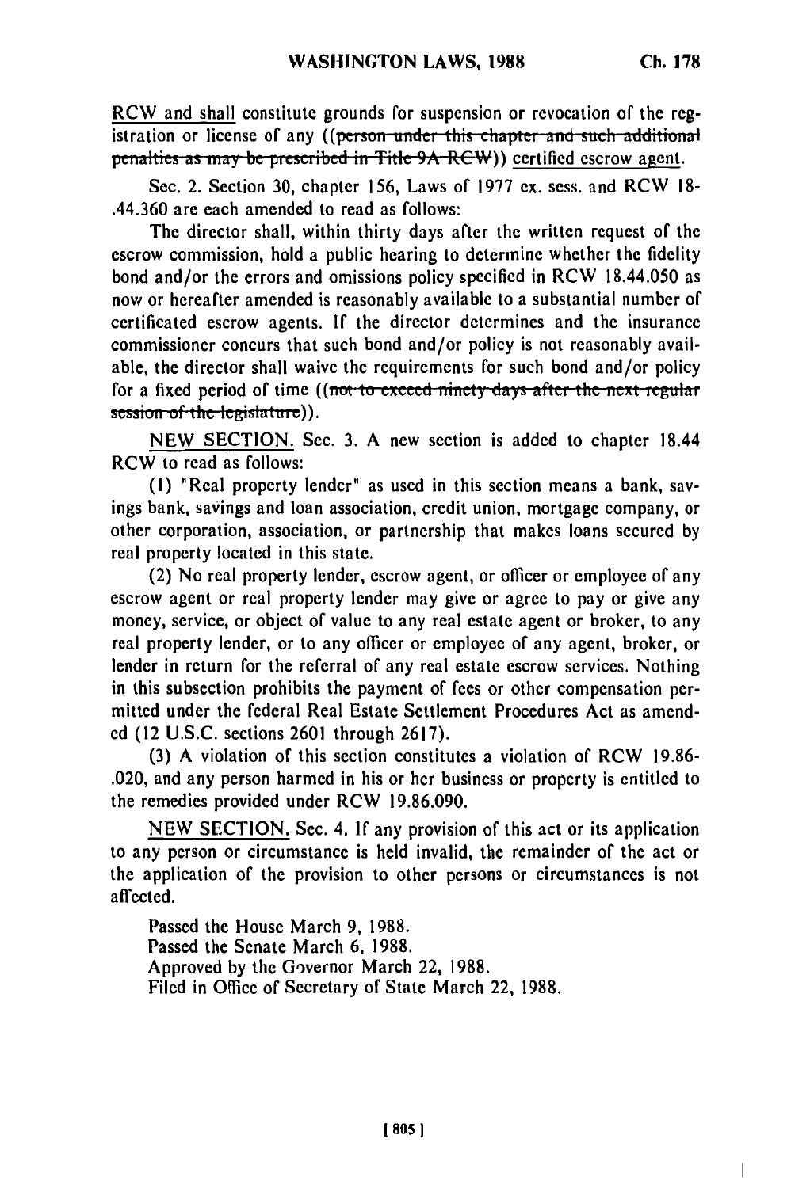RCW and shall constitute grounds for suspension or revocation of the registration or license of any ((~~person under this chapter and such additional penalties as may be prescribed in Title 9A RCW~~)) certified escrow agent.

Sec. 2. Section 30, chapter 156, Laws of 1977 ex. sess. and RCW 18-.44.360 are each amended to read as follows:

The director shall, within thirty days after the written request of the escrow commission, hold a public hearing to determine whether the fidelity bond and/or the errors and omissions policy specified in RCW 18.44.050 as now or hereafter amended is reasonably available to a substantial number of certificated escrow agents. If the director determines and the insurance commissioner concurs that such bond and/or policy is not reasonably available, the director shall waive the requirements for such bond and/or policy for a fixed period of time ((~~not to exceed ninety days after the next regular session of the legislature~~)).

NEW SECTION. Sec. 3. A new section is added to chapter 18.44 RCW to read as follows:

(1) "Real property lender" as used in this section means a bank, savings bank, savings and loan association, credit union, mortgage company, or other corporation, association, or partnership that makes loans secured by real property located in this state.

(2) No real property lender, escrow agent, or officer or employee of any escrow agent or real property lender may give or agree to pay or give any money, service, or object of value to any real estate agent or broker, to any real property lender, or to any officer or employee of any agent, broker, or lender in return for the referral of any real estate escrow services. Nothing in this subsection prohibits the payment of fees or other compensation permitted under the federal Real Estate Settlement Procedures Act as amended (12 U.S.C. sections 2601 through 2617).

(3) A violation of this section constitutes a violation of RCW 19.86-.020, and any person harmed in his or her business or property is entitled to the remedies provided under RCW 19.86.090.

NEW SECTION. Sec. 4. If any provision of this act or its application to any person or circumstance is held invalid, the remainder of the act or the application of the provision to other persons or circumstances is not affected.

Passed the House March 9, 1988.
Passed the Senate March 6, 1988.
Approved by the Governor March 22, 1988.
Filed in Office of Secretary of State March 22, 1988.